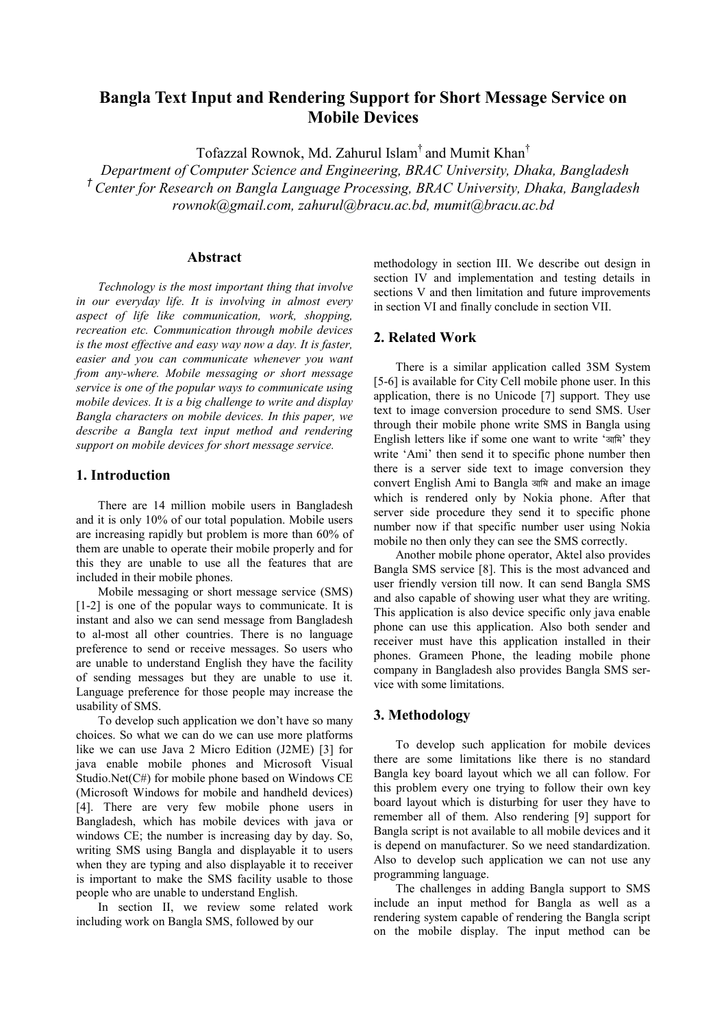# Bangla Text Input and Rendering Support for Short Message Service on Mobile Devices

Tofazzal Rownok, Md. Zahurul Islam[†] and Mumit Khan[†]

*Department of Computer Science and Engineering, BRAC University, Dhaka, Bangladesh*
*[†] Center for Research on Bangla Language Processing, BRAC University, Dhaka, Bangladesh*
*rownok@gmail.com, zahurul@bracu.ac.bd, mumit@bracu.ac.bd*

## Abstract

*Technology is the most important thing that involve in our everyday life. It is involving in almost every aspect of life like communication, work, shopping, recreation etc. Communication through mobile devices is the most effective and easy way now a day. It is faster, easier and you can communicate whenever you want from any-where. Mobile messaging or short message service is one of the popular ways to communicate using mobile devices. It is a big challenge to write and display Bangla characters on mobile devices. In this paper, we describe a Bangla text input method and rendering support on mobile devices for short message service.*

## 1. Introduction

There are 14 million mobile users in Bangladesh and it is only 10% of our total population. Mobile users are increasing rapidly but problem is more than 60% of them are unable to operate their mobile properly and for this they are unable to use all the features that are included in their mobile phones.

Mobile messaging or short message service (SMS) [1-2] is one of the popular ways to communicate. It is instant and also we can send message from Bangladesh to al-most all other countries. There is no language preference to send or receive messages. So users who are unable to understand English they have the facility of sending messages but they are unable to use it. Language preference for those people may increase the usability of SMS.

To develop such application we don't have so many choices. So what we can do we can use more platforms like we can use Java 2 Micro Edition (J2ME) [3] for java enable mobile phones and Microsoft Visual Studio.Net(C#) for mobile phone based on Windows CE (Microsoft Windows for mobile and handheld devices) [4]. There are very few mobile phone users in Bangladesh, which has mobile devices with java or windows CE; the number is increasing day by day. So, writing SMS using Bangla and displayable it to users when they are typing and also displayable it to receiver is important to make the SMS facility usable to those people who are unable to understand English.

In section II, we review some related work including work on Bangla SMS, followed by our methodology in section III. We describe out design in section IV and implementation and testing details in sections V and then limitation and future improvements in section VI and finally conclude in section VII.

## 2. Related Work

There is a similar application called 3SM System [5-6] is available for City Cell mobile phone user. In this application, there is no Unicode [7] support. They use text to image conversion procedure to send SMS. User through their mobile phone write SMS in Bangla using English letters like if some one want to write 'আমি' they write 'Ami' then send it to specific phone number then there is a server side text to image conversion they convert English Ami to Bangla আমি and make an image which is rendered only by Nokia phone. After that server side procedure they send it to specific phone number now if that specific number user using Nokia mobile no then only they can see the SMS correctly.

Another mobile phone operator, Aktel also provides Bangla SMS service [8]. This is the most advanced and user friendly version till now. It can send Bangla SMS and also capable of showing user what they are writing. This application is also device specific only java enable phone can use this application. Also both sender and receiver must have this application installed in their phones. Grameen Phone, the leading mobile phone company in Bangladesh also provides Bangla SMS ser-vice with some limitations.

## 3. Methodology

To develop such application for mobile devices there are some limitations like there is no standard Bangla key board layout which we all can follow. For this problem every one trying to follow their own key board layout which is disturbing for user they have to remember all of them. Also rendering [9] support for Bangla script is not available to all mobile devices and it is depend on manufacturer. So we need standardization. Also to develop such application we can not use any programming language.

The challenges in adding Bangla support to SMS include an input method for Bangla as well as a rendering system capable of rendering the Bangla script on the mobile display. The input method can be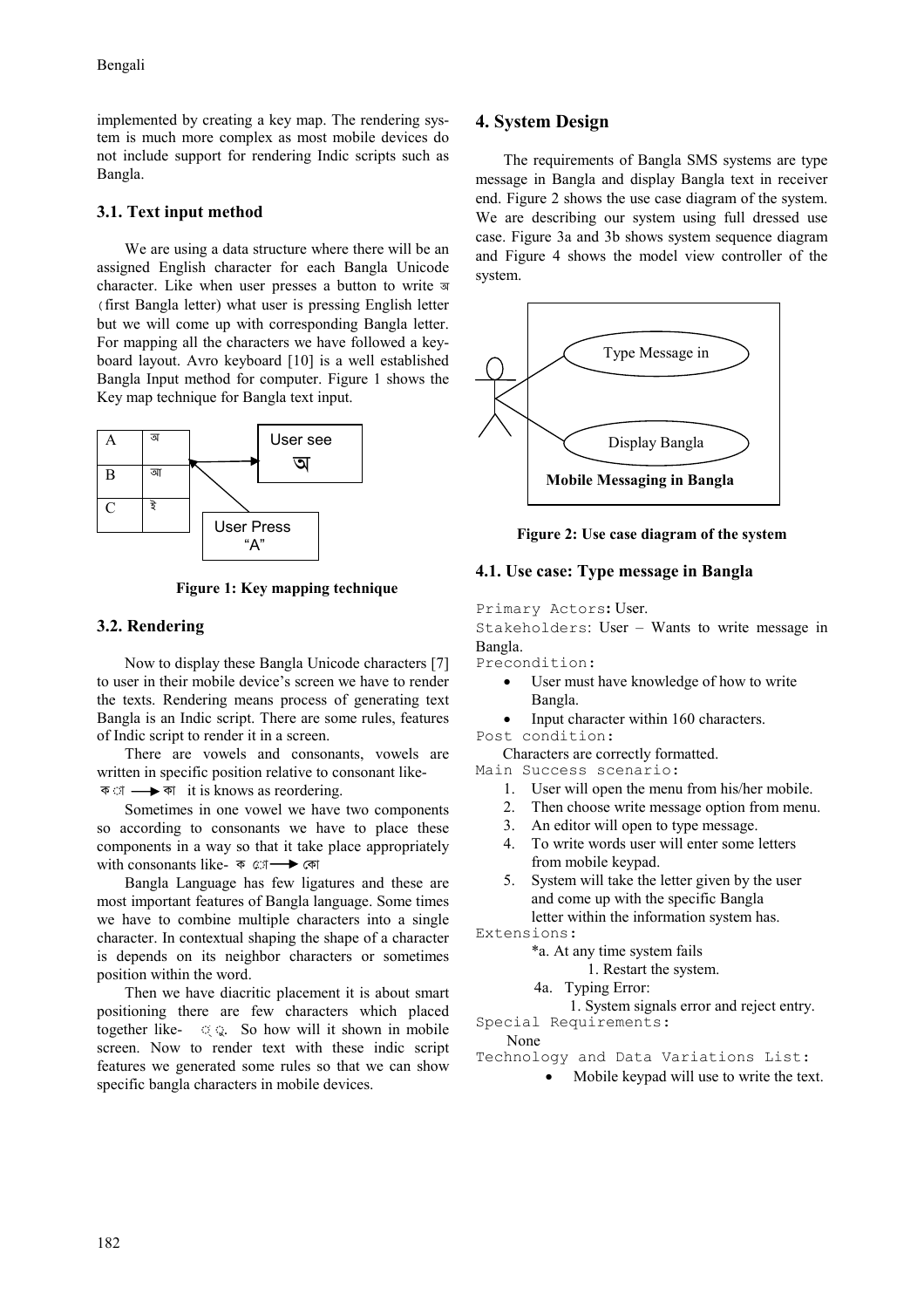implemented by creating a key map. The rendering system is much more complex as most mobile devices do not include support for rendering Indic scripts such as Bangla.

### 3.1. Text input method

We are using a data structure where there will be an assigned English character for each Bangla Unicode character. Like when user presses a button to write অ (first Bangla letter) what user is pressing English letter but we will come up with corresponding Bangla letter. For mapping all the characters we have followed a keyboard layout. Avro keyboard [10] is a well established Bangla Input method for computer. Figure 1 shows the Key map technique for Bangla text input.

| | |
|---|---|
| A | অ |
| B | আ |
| C | ই |

User see
অ

User Press
"A"

**Figure 1: Key mapping technique**

### 3.2. Rendering

Now to display these Bangla Unicode characters [7] to user in their mobile device's screen we have to render the texts. Rendering means process of generating text Bangla is an Indic script. There are some rules, features of Indic script to render it in a screen.

There are vowels and consonants, vowels are written in specific position relative to consonant like- ক া → কা it is knows as reordering.

Sometimes in one vowel we have two components so according to consonants we have to place these components in a way so that it take place appropriately with consonants like- ক ো → কো

Bangla Language has few ligatures and these are most important features of Bangla language. Some times we have to combine multiple characters into a single character. In contextual shaping the shape of a character is depends on its neighbor characters or sometimes position within the word.

Then we have diacritic placement it is about smart positioning there are few characters which placed together like- ৃ ু. So how will it shown in mobile screen. Now to render text with these indic script features we generated some rules so that we can show specific bangla characters in mobile devices.

## 4. System Design

The requirements of Bangla SMS systems are type message in Bangla and display Bangla text in receiver end. Figure 2 shows the use case diagram of the system. We are describing our system using full dressed use case. Figure 3a and 3b shows system sequence diagram and Figure 4 shows the model view controller of the system.

Type Message in

Display Bangla

**Mobile Messaging in Bangla**

**Figure 2: Use case diagram of the system**

### 4.1. Use case: Type message in Bangla

Primary Actors: User.

Stakeholders: User – Wants to write message in Bangla.

Precondition:

- User must have knowledge of how to write Bangla.
- Input character within 160 characters.

Post condition:

Characters are correctly formatted.

Main Success scenario:

1. User will open the menu from his/her mobile.
2. Then choose write message option from menu.
3. An editor will open to type message.
4. To write words user will enter some letters from mobile keypad.
5. System will take the letter given by the user and come up with the specific Bangla letter within the information system has.

Extensions:

*a. At any time system fails

1. Restart the system.

4a. Typing Error:

1. System signals error and reject entry.

Special Requirements:

None

Technology and Data Variations List:

- Mobile keypad will use to write the text.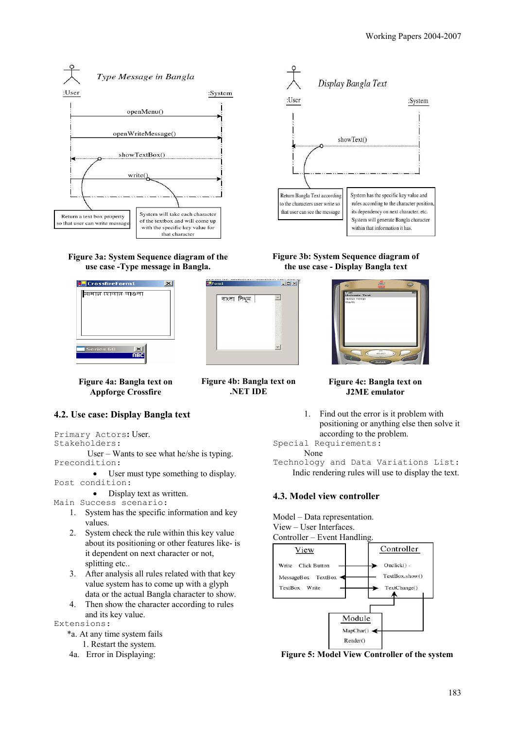Figure 3a: System Sequence diagram of the use case -Type message in Bangla.

Figure 3b: System Sequence diagram of the use case - Display Bangla text

Figure 4a: Bangla text on Appforge Crossfire

Figure 4b: Bangla text on .NET IDE

Figure 4c: Bangla text on J2ME emulator

## 4.2. Use case: Display Bangla text

Primary Actors: User.

Stakeholders:

User – Wants to see what he/she is typing.

Precondition:

- User must type something to display.

Post condition:

- Display text as written.

Main Success scenario:

1. System has the specific information and key values.
2. System check the rule within this key value about its positioning or other features like- is it dependent on next character or not, splitting etc..
3. After analysis all rules related with that key value system has to come up with a glyph data or the actual Bangla character to show.
4. Then show the character according to rules and its key value.

Extensions:

*a. At any time system fails

1. Restart the system.

4a. Error in Displaying:

1. Find out the error is it problem with positioning or anything else then solve it according to the problem.

Special Requirements:

None

Technology and Data Variations List:

Indic rendering rules will use to display the text.

## 4.3. Model view controller

Model – Data representation.
View – User Interfaces.
Controller – Event Handling.

Figure 5: Model View Controller of the system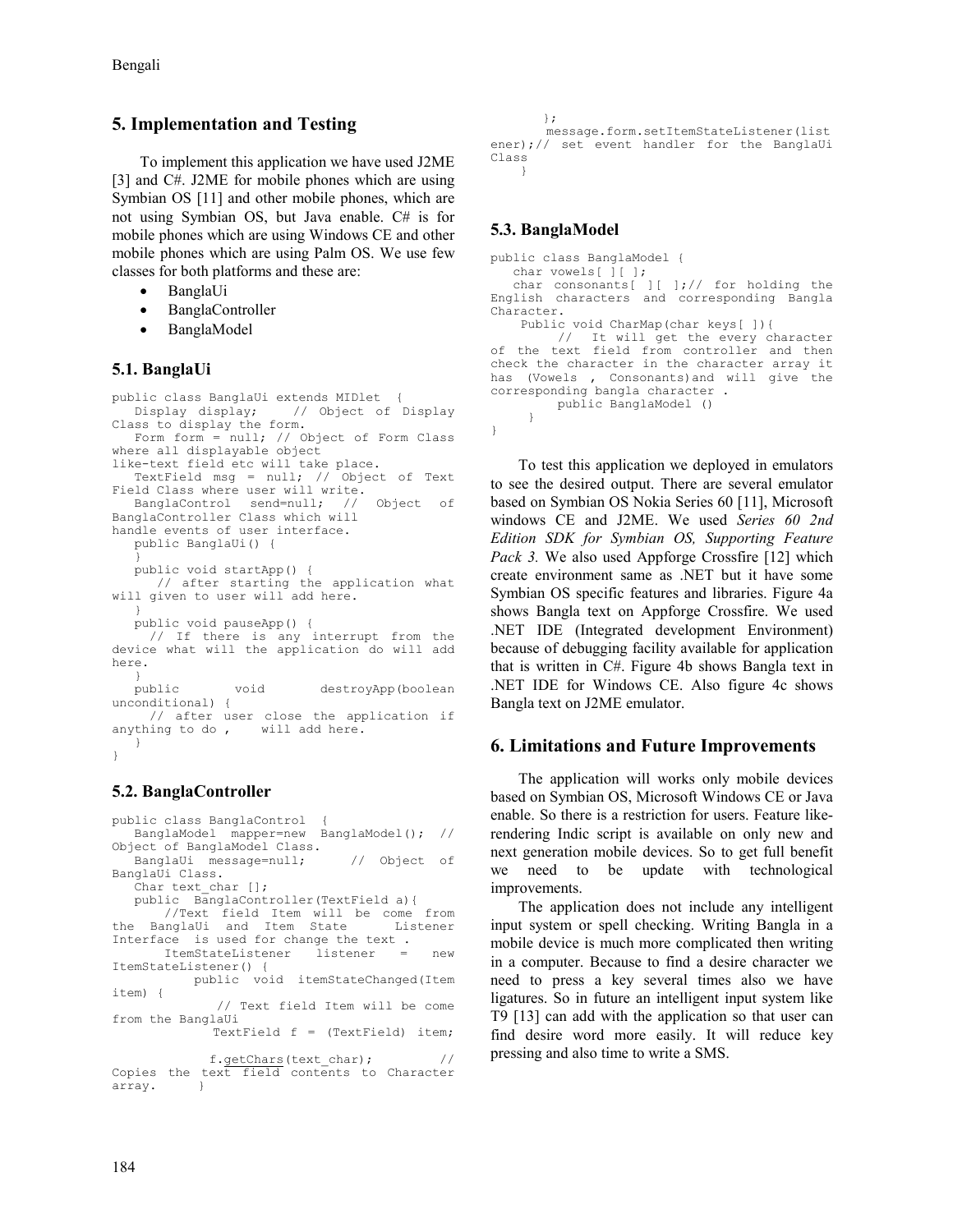## 5. Implementation and Testing

To implement this application we have used J2ME [3] and C#. J2ME for mobile phones which are using Symbian OS [11] and other mobile phones, which are not using Symbian OS, but Java enable. C# is for mobile phones which are using Windows CE and other mobile phones which are using Palm OS. We use few classes for both platforms and these are:

- BanglaUi
- BanglaController
- BanglaModel

### 5.1. BanglaUi

```
public class BanglaUi extends MIDlet  {
   Display display;     // Object of Display
Class to display the form.
   Form form = null; // Object of Form Class
where all displayable object
like-text field etc will take place.
   TextField msg = null; // Object of Text
Field Class where user will write.
   BanglaControl  send=null;  //  Object  of
BanglaController Class which will
handle events of user interface.
   public BanglaUi() {
   }
   public void startApp() {
      // after starting the application what
will given to user will add here.
   }
   public void pauseApp() {
     // If there is any interrupt from the
device what will the application do will add
here.
   }
   public       void       destroyApp(boolean
unconditional) {
     // after user close the application if
anything to do ,    will add here.
   }
}
```

### 5.2. BanglaController

```
public class BanglaControl  {
   BanglaModel mapper=new BanglaModel();  //
Object of BanglaModel Class.
   BanglaUi message=null;      // Object  of
BanglaUi Class.
   Char text_char [];
   public  BanglaController(TextField a){
       //Text  field Item will be come from
the  BanglaUi  and  Item  State      Listener
Interface  is used for change the text .
      ItemStateListener   listener   =   new
ItemStateListener() {
           public  void  itemStateChanged(Item
item) {
              // Text field Item will be come
from the BanglaUi
             TextField f = (TextField) item;

            f.getChars(text_char);         //
Copies the text field contents to Character
array.      }
       };
       message.form.setItemStateListener(list
ener);// set event handler for the BanglaUi
Class
    }
```

### 5.3. BanglaModel

```
public class BanglaModel {
   char vowels[ ][ ];
   char consonants[ ][ ];// for holding the
English characters and corresponding Bangla
Character.
    Public void CharMap(char keys[ ]){
         //  It will get the every character
of the text field from controller and then
check the character in the character array it
has (Vowels , Consonants)and will give the
corresponding bangla character .
        public BanglaModel ()
     }
}
```

To test this application we deployed in emulators to see the desired output. There are several emulator based on Symbian OS Nokia Series 60 [11], Microsoft windows CE and J2ME. We used *Series 60 2nd Edition SDK for Symbian OS, Supporting Feature Pack 3.* We also used Appforge Crossfire [12] which create environment same as .NET but it have some Symbian OS specific features and libraries. Figure 4a shows Bangla text on Appforge Crossfire. We used .NET IDE (Integrated development Environment) because of debugging facility available for application that is written in C#. Figure 4b shows Bangla text in .NET IDE for Windows CE. Also figure 4c shows Bangla text on J2ME emulator.

## 6. Limitations and Future Improvements

The application will works only mobile devices based on Symbian OS, Microsoft Windows CE or Java enable. So there is a restriction for users. Feature like-rendering Indic script is available on only new and next generation mobile devices. So to get full benefit we need to be update with technological improvements.

The application does not include any intelligent input system or spell checking. Writing Bangla in a mobile device is much more complicated then writing in a computer. Because to find a desire character we need to press a key several times also we have ligatures. So in future an intelligent input system like T9 [13] can add with the application so that user can find desire word more easily. It will reduce key pressing and also time to write a SMS.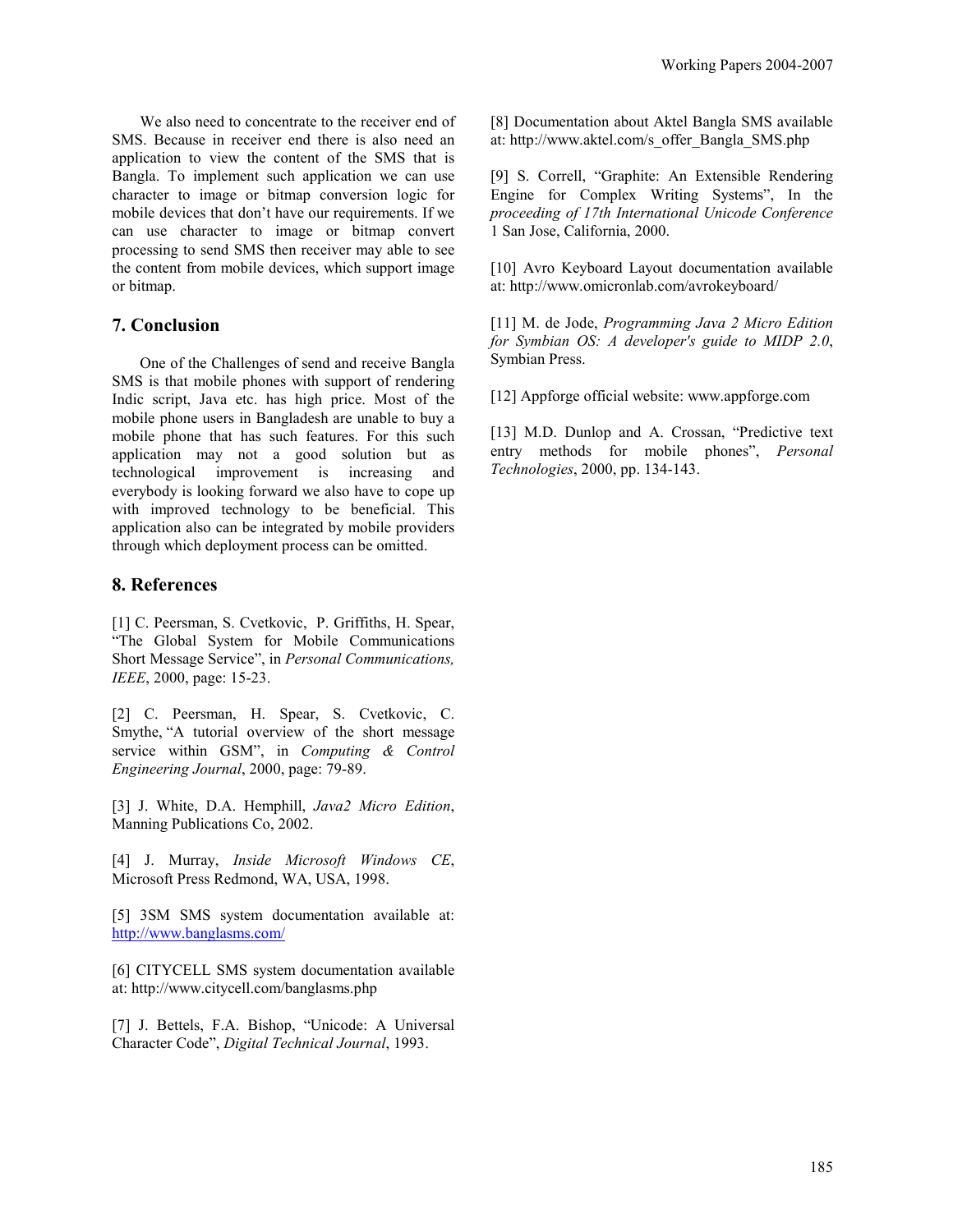We also need to concentrate to the receiver end of SMS. Because in receiver end there is also need an application to view the content of the SMS that is Bangla. To implement such application we can use character to image or bitmap conversion logic for mobile devices that don't have our requirements. If we can use character to image or bitmap convert processing to send SMS then receiver may able to see the content from mobile devices, which support image or bitmap.

## 7. Conclusion

One of the Challenges of send and receive Bangla SMS is that mobile phones with support of rendering Indic script, Java etc. has high price. Most of the mobile phone users in Bangladesh are unable to buy a mobile phone that has such features. For this such application may not a good solution but as technological improvement is increasing and everybody is looking forward we also have to cope up with improved technology to be beneficial. This application also can be integrated by mobile providers through which deployment process can be omitted.

## 8. References

[1] C. Peersman, S. Cvetkovic, P. Griffiths, H. Spear, "The Global System for Mobile Communications Short Message Service", in *Personal Communications, IEEE*, 2000, page: 15-23.

[2] C. Peersman, H. Spear, S. Cvetkovic, C. Smythe, "A tutorial overview of the short message service within GSM", in *Computing & Control Engineering Journal*, 2000, page: 79-89.

[3] J. White, D.A. Hemphill, *Java2 Micro Edition*, Manning Publications Co, 2002.

[4] J. Murray, *Inside Microsoft Windows CE*, Microsoft Press Redmond, WA, USA, 1998.

[5] 3SM SMS system documentation available at: http://www.banglasms.com/

[6] CITYCELL SMS system documentation available at: http://www.citycell.com/banglasms.php

[7] J. Bettels, F.A. Bishop, "Unicode: A Universal Character Code", *Digital Technical Journal*, 1993.

[8] Documentation about Aktel Bangla SMS available at: http://www.aktel.com/s_offer_Bangla_SMS.php

[9] S. Correll, "Graphite: An Extensible Rendering Engine for Complex Writing Systems", In the *proceeding of 17th International Unicode Conference* 1 San Jose, California, 2000.

[10] Avro Keyboard Layout documentation available at: http://www.omicronlab.com/avrokeyboard/

[11] M. de Jode, *Programming Java 2 Micro Edition for Symbian OS: A developer's guide to MIDP 2.0*, Symbian Press.

[12] Appforge official website: www.appforge.com

[13] M.D. Dunlop and A. Crossan, "Predictive text entry methods for mobile phones", *Personal Technologies*, 2000, pp. 134-143.